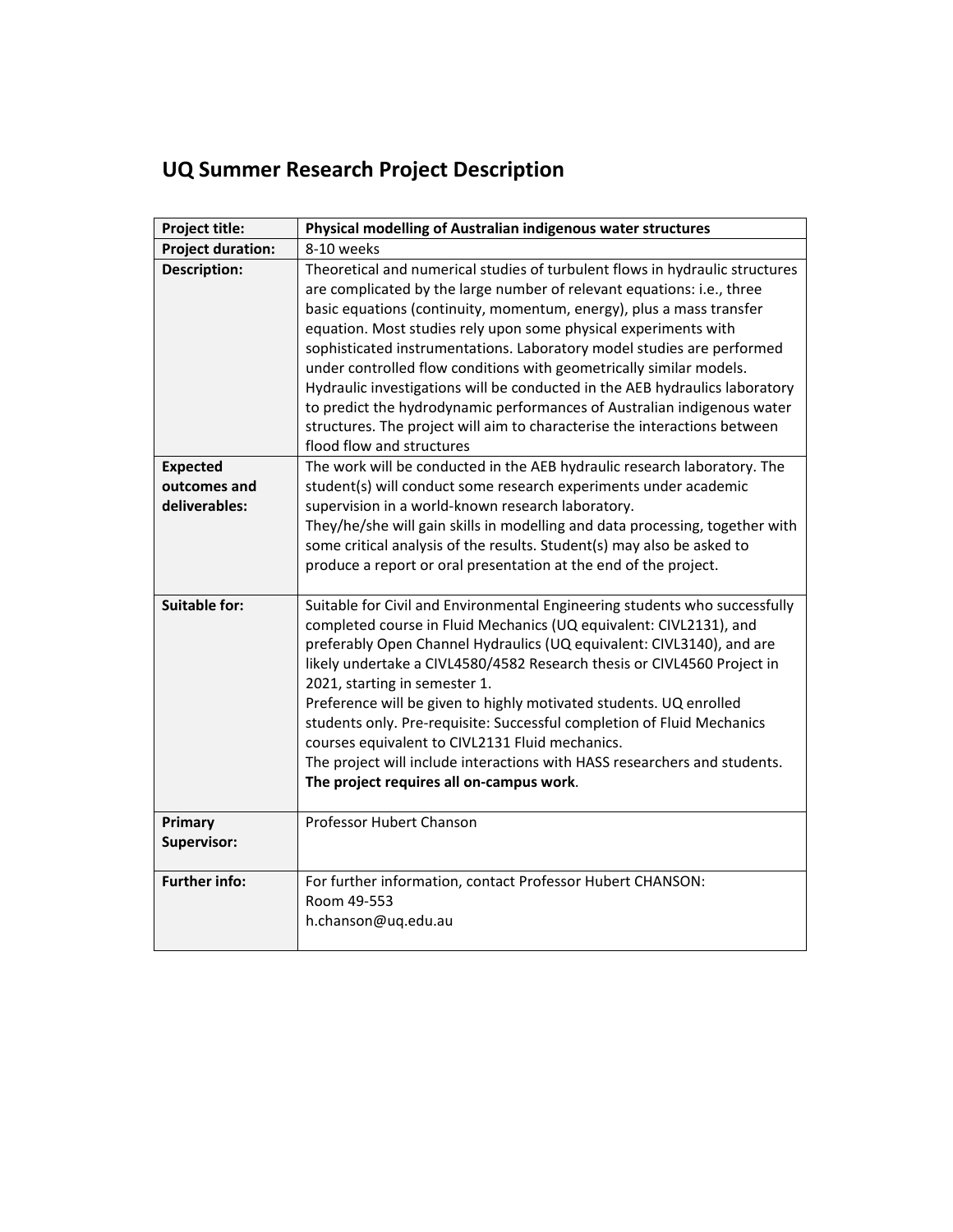# UQ Summer Research Project Description

| Project title: | **Physical modelling of Australian indigenous water structures** |
|---|---|
| **Project duration:** | 8-10 weeks |
| **Description:** | Theoretical and numerical studies of turbulent flows in hydraulic structures are complicated by the large number of relevant equations: i.e., three basic equations (continuity, momentum, energy), plus a mass transfer equation. Most studies rely upon some physical experiments with sophisticated instrumentations. Laboratory model studies are performed under controlled flow conditions with geometrically similar models. Hydraulic investigations will be conducted in the AEB hydraulics laboratory to predict the hydrodynamic performances of Australian indigenous water structures. The project will aim to characterise the interactions between flood flow and structures |
| **Expected outcomes and deliverables:** | The work will be conducted in the AEB hydraulic research laboratory. The student(s) will conduct some research experiments under academic supervision in a world-known research laboratory. They/he/she will gain skills in modelling and data processing, together with some critical analysis of the results. Student(s) may also be asked to produce a report or oral presentation at the end of the project. |
| **Suitable for:** | Suitable for Civil and Environmental Engineering students who successfully completed course in Fluid Mechanics (UQ equivalent: CIVL2131), and preferably Open Channel Hydraulics (UQ equivalent: CIVL3140), and are likely undertake a CIVL4580/4582 Research thesis or CIVL4560 Project in 2021, starting in semester 1. Preference will be given to highly motivated students. UQ enrolled students only. Pre-requisite: Successful completion of Fluid Mechanics courses equivalent to CIVL2131 Fluid mechanics. The project will include interactions with HASS researchers and students. **The project requires all on-campus work**. |
| **Primary Supervisor:** | Professor Hubert Chanson |
| **Further info:** | For further information, contact Professor Hubert CHANSON: Room 49-553 h.chanson@uq.edu.au |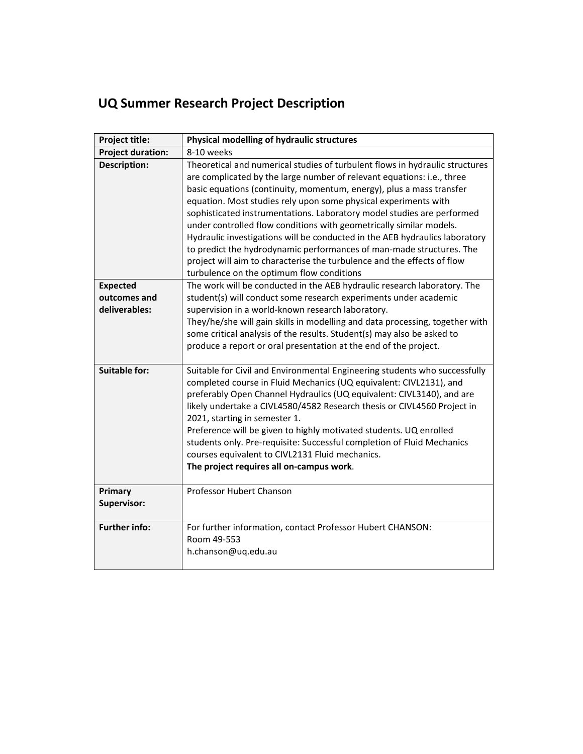# UQ Summer Research Project Description

| Project title: | **Physical modelling of hydraulic structures** |
|---|---|
| **Project duration:** | 8-10 weeks |
| **Description:** | Theoretical and numerical studies of turbulent flows in hydraulic structures are complicated by the large number of relevant equations: i.e., three basic equations (continuity, momentum, energy), plus a mass transfer equation. Most studies rely upon some physical experiments with sophisticated instrumentations. Laboratory model studies are performed under controlled flow conditions with geometrically similar models. Hydraulic investigations will be conducted in the AEB hydraulics laboratory to predict the hydrodynamic performances of man-made structures. The project will aim to characterise the turbulence and the effects of flow turbulence on the optimum flow conditions |
| **Expected outcomes and deliverables:** | The work will be conducted in the AEB hydraulic research laboratory. The student(s) will conduct some research experiments under academic supervision in a world-known research laboratory.<br>They/he/she will gain skills in modelling and data processing, together with some critical analysis of the results. Student(s) may also be asked to produce a report or oral presentation at the end of the project. |
| **Suitable for:** | Suitable for Civil and Environmental Engineering students who successfully completed course in Fluid Mechanics (UQ equivalent: CIVL2131), and preferably Open Channel Hydraulics (UQ equivalent: CIVL3140), and are likely undertake a CIVL4580/4582 Research thesis or CIVL4560 Project in 2021, starting in semester 1.<br>Preference will be given to highly motivated students. UQ enrolled students only. Pre-requisite: Successful completion of Fluid Mechanics courses equivalent to CIVL2131 Fluid mechanics.<br>**The project requires all on-campus work**. |
| **Primary Supervisor:** | Professor Hubert Chanson |
| **Further info:** | For further information, contact Professor Hubert CHANSON:<br>Room 49-553<br>h.chanson@uq.edu.au |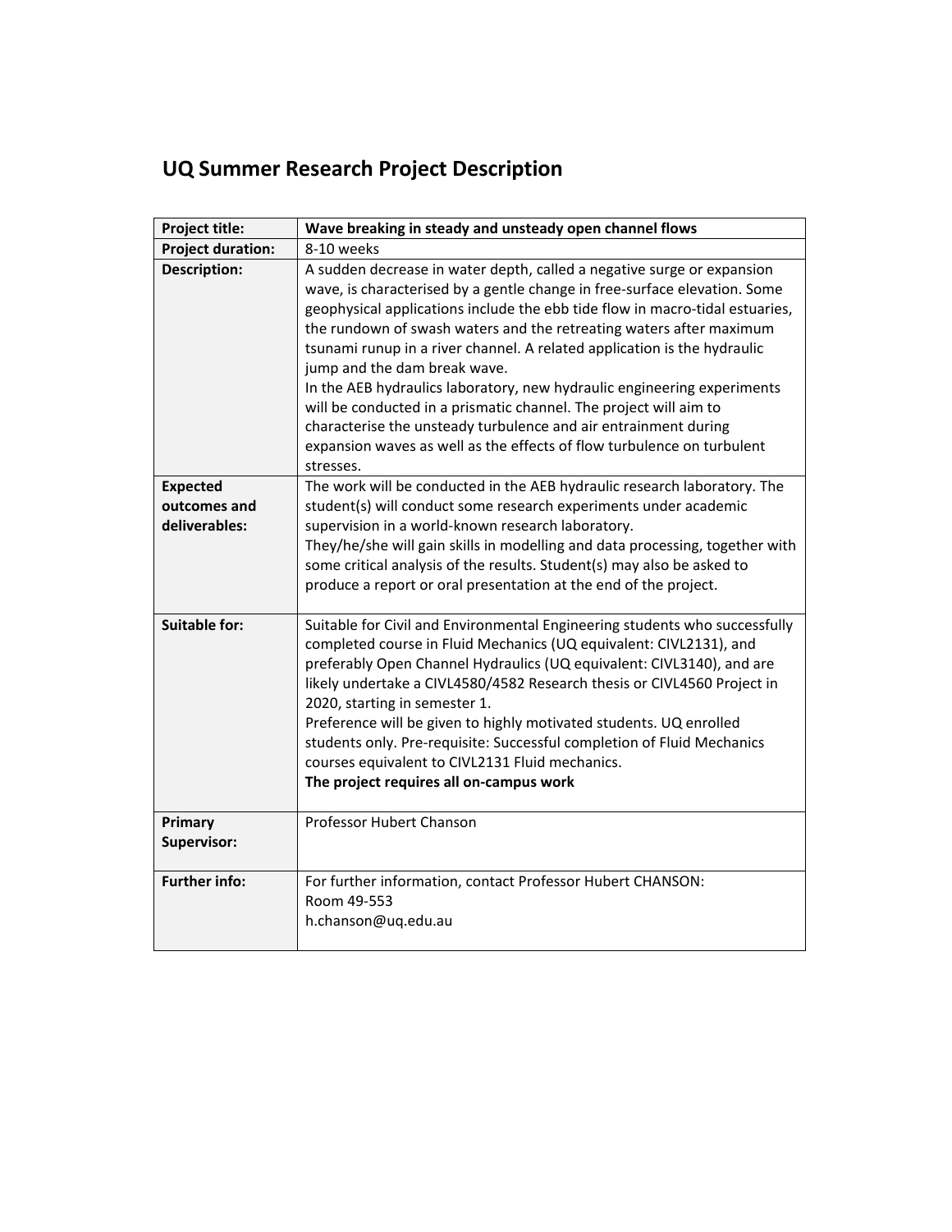# UQ Summer Research Project Description

| | |
|---|---|
| **Project title:** | **Wave breaking in steady and unsteady open channel flows** |
| **Project duration:** | 8-10 weeks |
| **Description:** | A sudden decrease in water depth, called a negative surge or expansion wave, is characterised by a gentle change in free-surface elevation. Some geophysical applications include the ebb tide flow in macro-tidal estuaries, the rundown of swash waters and the retreating waters after maximum tsunami runup in a river channel. A related application is the hydraulic jump and the dam break wave.<br>In the AEB hydraulics laboratory, new hydraulic engineering experiments will be conducted in a prismatic channel. The project will aim to characterise the unsteady turbulence and air entrainment during expansion waves as well as the effects of flow turbulence on turbulent stresses. |
| **Expected outcomes and deliverables:** | The work will be conducted in the AEB hydraulic research laboratory. The student(s) will conduct some research experiments under academic supervision in a world-known research laboratory.<br>They/he/she will gain skills in modelling and data processing, together with some critical analysis of the results. Student(s) may also be asked to produce a report or oral presentation at the end of the project. |
| **Suitable for:** | Suitable for Civil and Environmental Engineering students who successfully completed course in Fluid Mechanics (UQ equivalent: CIVL2131), and preferably Open Channel Hydraulics (UQ equivalent: CIVL3140), and are likely undertake a CIVL4580/4582 Research thesis or CIVL4560 Project in 2020, starting in semester 1.<br>Preference will be given to highly motivated students. UQ enrolled students only. Pre-requisite: Successful completion of Fluid Mechanics courses equivalent to CIVL2131 Fluid mechanics.<br>**The project requires all on-campus work** |
| **Primary Supervisor:** | Professor Hubert Chanson |
| **Further info:** | For further information, contact Professor Hubert CHANSON:<br>Room 49-553<br>h.chanson@uq.edu.au |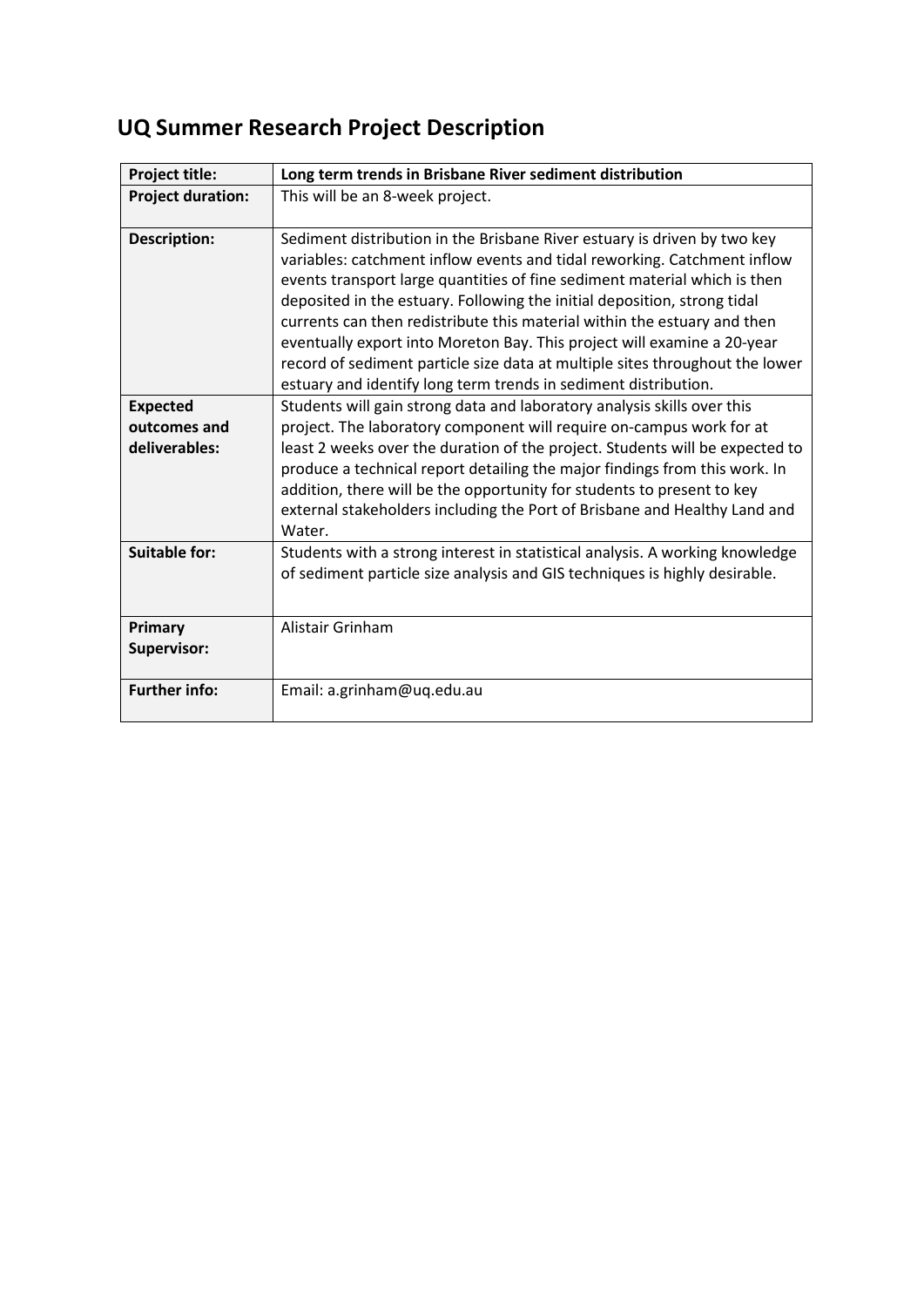## UQ Summer Research Project Description

| Project title: | Long term trends in Brisbane River sediment distribution |
|---|---|
| Project duration: | This will be an 8-week project. |
| Description: | Sediment distribution in the Brisbane River estuary is driven by two key variables: catchment inflow events and tidal reworking. Catchment inflow events transport large quantities of fine sediment material which is then deposited in the estuary. Following the initial deposition, strong tidal currents can then redistribute this material within the estuary and then eventually export into Moreton Bay. This project will examine a 20-year record of sediment particle size data at multiple sites throughout the lower estuary and identify long term trends in sediment distribution. |
| Expected outcomes and deliverables: | Students will gain strong data and laboratory analysis skills over this project. The laboratory component will require on-campus work for at least 2 weeks over the duration of the project. Students will be expected to produce a technical report detailing the major findings from this work. In addition, there will be the opportunity for students to present to key external stakeholders including the Port of Brisbane and Healthy Land and Water. |
| Suitable for: | Students with a strong interest in statistical analysis. A working knowledge of sediment particle size analysis and GIS techniques is highly desirable. |
| Primary Supervisor: | Alistair Grinham |
| Further info: | Email: a.grinham@uq.edu.au |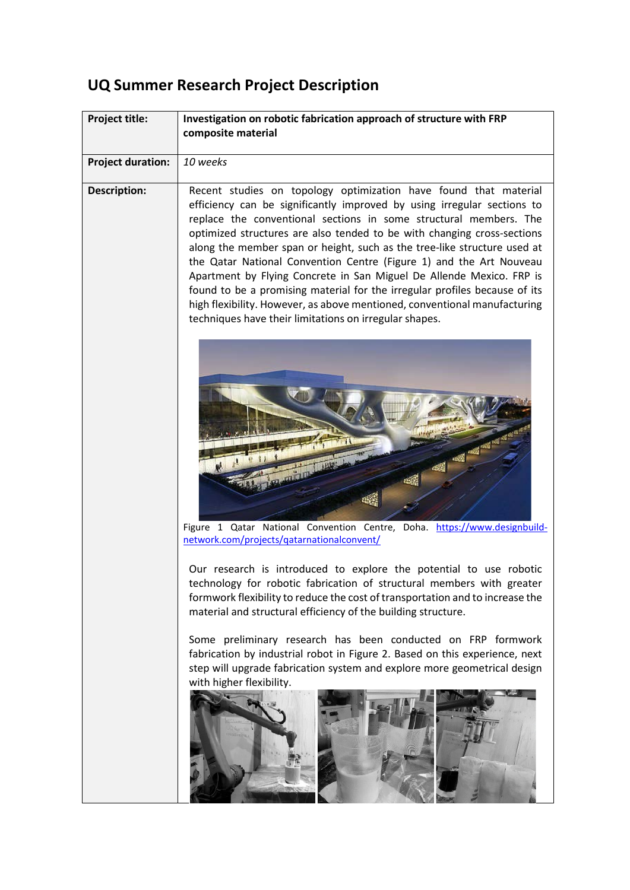# UQ Summer Research Project Description

| Project title: | Investigation on robotic fabrication approach of structure with FRP composite material |
|---|---|
| Project duration: | *10 weeks* |
| Description: | Recent studies on topology optimization have found that material efficiency can be significantly improved by using irregular sections to replace the conventional sections in some structural members. The optimized structures are also tended to be with changing cross-sections along the member span or height, such as the tree-like structure used at the Qatar National Convention Centre (Figure 1) and the Art Nouveau Apartment by Flying Concrete in San Miguel De Allende Mexico. FRP is found to be a promising material for the irregular profiles because of its high flexibility. However, as above mentioned, conventional manufacturing techniques have their limitations on irregular shapes.<br><br>Figure 1 Qatar National Convention Centre, Doha. [https://www.designbuild-network.com/projects/qatarnationalconvent/](https://www.designbuild-network.com/projects/qatarnationalconvent/)<br><br>Our research is introduced to explore the potential to use robotic technology for robotic fabrication of structural members with greater formwork flexibility to reduce the cost of transportation and to increase the material and structural efficiency of the building structure.<br><br>Some preliminary research has been conducted on FRP formwork fabrication by industrial robot in Figure 2. Based on this experience, next step will upgrade fabrication system and explore more geometrical design with higher flexibility. |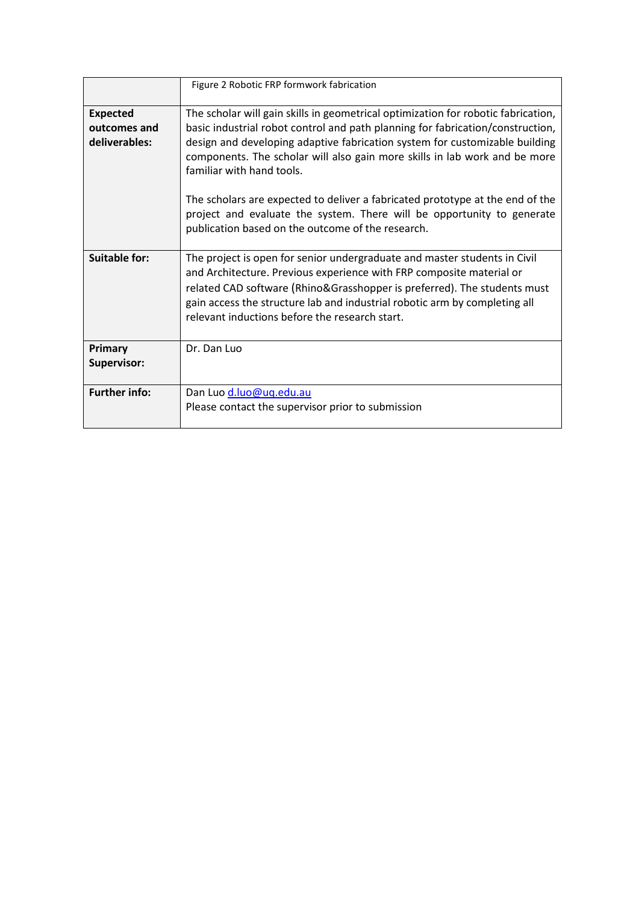| | |
|---|---|
| | Figure 2 Robotic FRP formwork fabrication |
| **Expected outcomes and deliverables:** | The scholar will gain skills in geometrical optimization for robotic fabrication, basic industrial robot control and path planning for fabrication/construction, design and developing adaptive fabrication system for customizable building components. The scholar will also gain more skills in lab work and be more familiar with hand tools.<br><br>The scholars are expected to deliver a fabricated prototype at the end of the project and evaluate the system. There will be opportunity to generate publication based on the outcome of the research. |
| **Suitable for:** | The project is open for senior undergraduate and master students in Civil and Architecture. Previous experience with FRP composite material or related CAD software (Rhino&Grasshopper is preferred). The students must gain access the structure lab and industrial robotic arm by completing all relevant inductions before the research start. |
| **Primary Supervisor:** | Dr. Dan Luo |
| **Further info:** | Dan Luo d.luo@uq.edu.au<br>Please contact the supervisor prior to submission |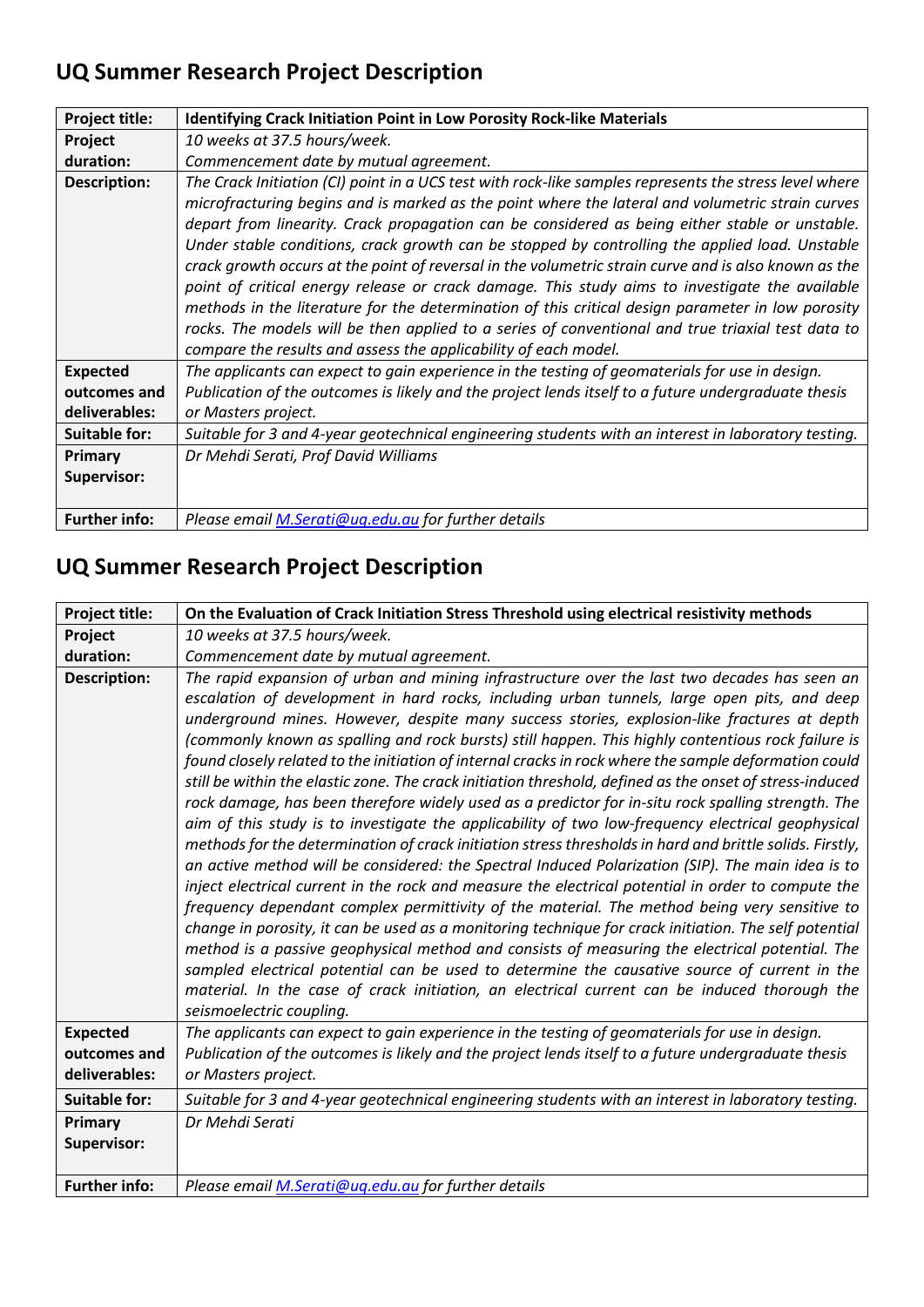## UQ Summer Research Project Description

| Project title: | **Identifying Crack Initiation Point in Low Porosity Rock-like Materials** |
|---|---|
| Project duration: | *10 weeks at 37.5 hours/week.* *Commencement date by mutual agreement.* |
| Description: | *The Crack Initiation (CI) point in a UCS test with rock-like samples represents the stress level where microfracturing begins and is marked as the point where the lateral and volumetric strain curves depart from linearity. Crack propagation can be considered as being either stable or unstable. Under stable conditions, crack growth can be stopped by controlling the applied load. Unstable crack growth occurs at the point of reversal in the volumetric strain curve and is also known as the point of critical energy release or crack damage. This study aims to investigate the available methods in the literature for the determination of this critical design parameter in low porosity rocks. The models will be then applied to a series of conventional and true triaxial test data to compare the results and assess the applicability of each model.* |
| Expected outcomes and deliverables: | *The applicants can expect to gain experience in the testing of geomaterials for use in design. Publication of the outcomes is likely and the project lends itself to a future undergraduate thesis or Masters project.* |
| Suitable for: | *Suitable for 3 and 4-year geotechnical engineering students with an interest in laboratory testing.* |
| Primary Supervisor: | *Dr Mehdi Serati, Prof David Williams* |
| Further info: | *Please email M.Serati@uq.edu.au for further details* |

## UQ Summer Research Project Description

| Project title: | **On the Evaluation of Crack Initiation Stress Threshold using electrical resistivity methods** |
|---|---|
| Project duration: | *10 weeks at 37.5 hours/week.* *Commencement date by mutual agreement.* |
| Description: | *The rapid expansion of urban and mining infrastructure over the last two decades has seen an escalation of development in hard rocks, including urban tunnels, large open pits, and deep underground mines. However, despite many success stories, explosion-like fractures at depth (commonly known as spalling and rock bursts) still happen. This highly contentious rock failure is found closely related to the initiation of internal cracks in rock where the sample deformation could still be within the elastic zone. The crack initiation threshold, defined as the onset of stress-induced rock damage, has been therefore widely used as a predictor for in-situ rock spalling strength. The aim of this study is to investigate the applicability of two low-frequency electrical geophysical methods for the determination of crack initiation stress thresholds in hard and brittle solids. Firstly, an active method will be considered: the Spectral Induced Polarization (SIP). The main idea is to inject electrical current in the rock and measure the electrical potential in order to compute the frequency dependant complex permittivity of the material. The method being very sensitive to change in porosity, it can be used as a monitoring technique for crack initiation. The self potential method is a passive geophysical method and consists of measuring the electrical potential. The sampled electrical potential can be used to determine the causative source of current in the material. In the case of crack initiation, an electrical current can be induced thorough the seismoelectric coupling.* |
| Expected outcomes and deliverables: | *The applicants can expect to gain experience in the testing of geomaterials for use in design. Publication of the outcomes is likely and the project lends itself to a future undergraduate thesis or Masters project.* |
| Suitable for: | *Suitable for 3 and 4-year geotechnical engineering students with an interest in laboratory testing.* |
| Primary Supervisor: | *Dr Mehdi Serati* |
| Further info: | *Please email M.Serati@uq.edu.au for further details* |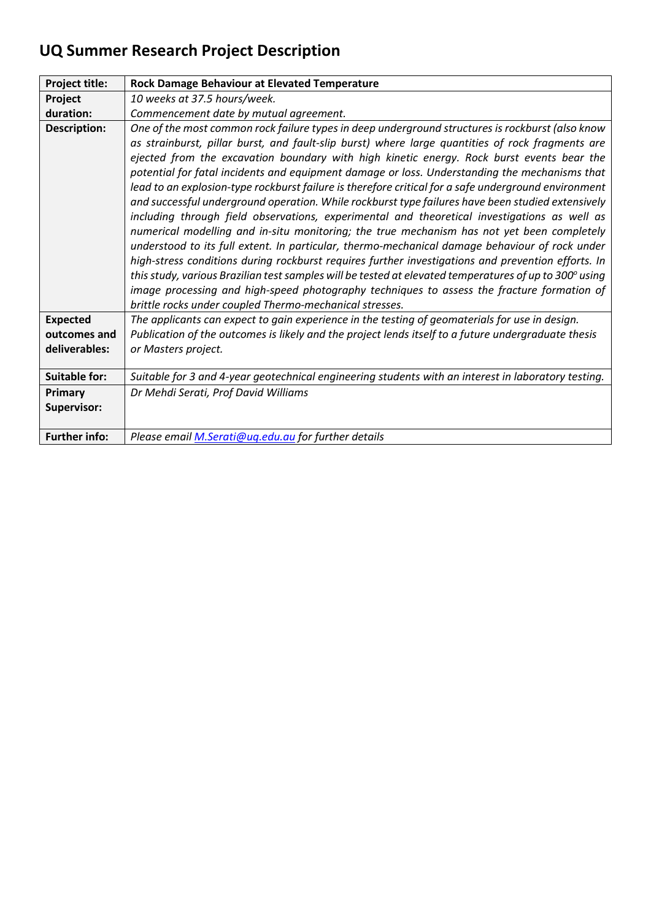# UQ Summer Research Project Description

| Project title: | **Rock Damage Behaviour at Elevated Temperature** |
|---|---|
| Project duration: | *10 weeks at 37.5 hours/week.* *Commencement date by mutual agreement.* |
| Description: | *One of the most common rock failure types in deep underground structures is rockburst (also know as strainburst, pillar burst, and fault-slip burst) where large quantities of rock fragments are ejected from the excavation boundary with high kinetic energy. Rock burst events bear the potential for fatal incidents and equipment damage or loss. Understanding the mechanisms that lead to an explosion-type rockburst failure is therefore critical for a safe underground environment and successful underground operation. While rockburst type failures have been studied extensively including through field observations, experimental and theoretical investigations as well as numerical modelling and in-situ monitoring; the true mechanism has not yet been completely understood to its full extent. In particular, thermo-mechanical damage behaviour of rock under high-stress conditions during rockburst requires further investigations and prevention efforts. In this study, various Brazilian test samples will be tested at elevated temperatures of up to 300° using image processing and high-speed photography techniques to assess the fracture formation of brittle rocks under coupled Thermo-mechanical stresses.* |
| Expected outcomes and deliverables: | *The applicants can expect to gain experience in the testing of geomaterials for use in design. Publication of the outcomes is likely and the project lends itself to a future undergraduate thesis or Masters project.* |
| Suitable for: | *Suitable for 3 and 4-year geotechnical engineering students with an interest in laboratory testing.* |
| Primary Supervisor: | *Dr Mehdi Serati, Prof David Williams* |
| Further info: | *Please email [M.Serati@uq.edu.au](mailto:M.Serati@uq.edu.au) for further details* |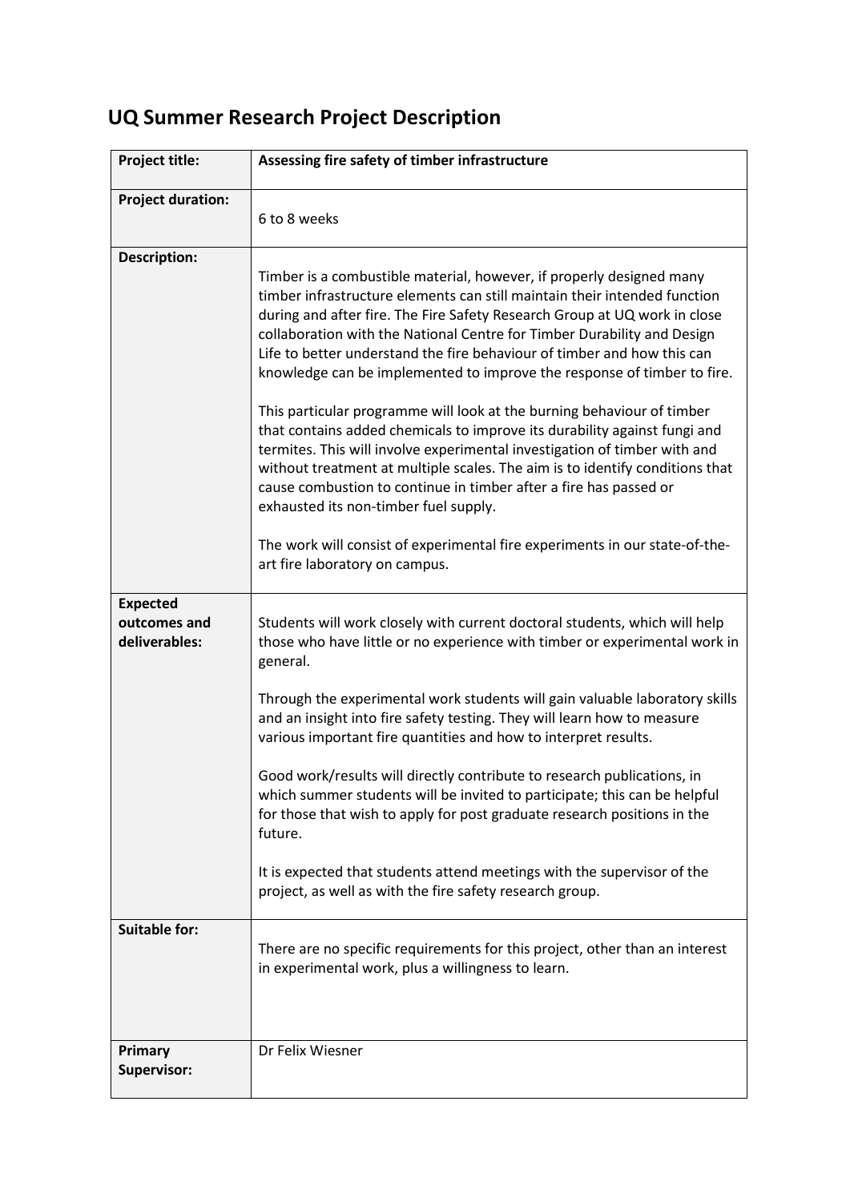# UQ Summer Research Project Description

| **Project title:** | **Assessing fire safety of timber infrastructure** |
|---|---|
| **Project duration:** | 6 to 8 weeks |
| **Description:** | Timber is a combustible material, however, if properly designed many timber infrastructure elements can still maintain their intended function during and after fire. The Fire Safety Research Group at UQ work in close collaboration with the National Centre for Timber Durability and Design Life to better understand the fire behaviour of timber and how this can knowledge can be implemented to improve the response of timber to fire.<br><br>This particular programme will look at the burning behaviour of timber that contains added chemicals to improve its durability against fungi and termites. This will involve experimental investigation of timber with and without treatment at multiple scales. The aim is to identify conditions that cause combustion to continue in timber after a fire has passed or exhausted its non-timber fuel supply.<br><br>The work will consist of experimental fire experiments in our state-of-the-art fire laboratory on campus. |
| **Expected outcomes and deliverables:** | Students will work closely with current doctoral students, which will help those who have little or no experience with timber or experimental work in general.<br><br>Through the experimental work students will gain valuable laboratory skills and an insight into fire safety testing. They will learn how to measure various important fire quantities and how to interpret results.<br><br>Good work/results will directly contribute to research publications, in which summer students will be invited to participate; this can be helpful for those that wish to apply for post graduate research positions in the future.<br><br>It is expected that students attend meetings with the supervisor of the project, as well as with the fire safety research group. |
| **Suitable for:** | There are no specific requirements for this project, other than an interest in experimental work, plus a willingness to learn. |
| **Primary Supervisor:** | Dr Felix Wiesner |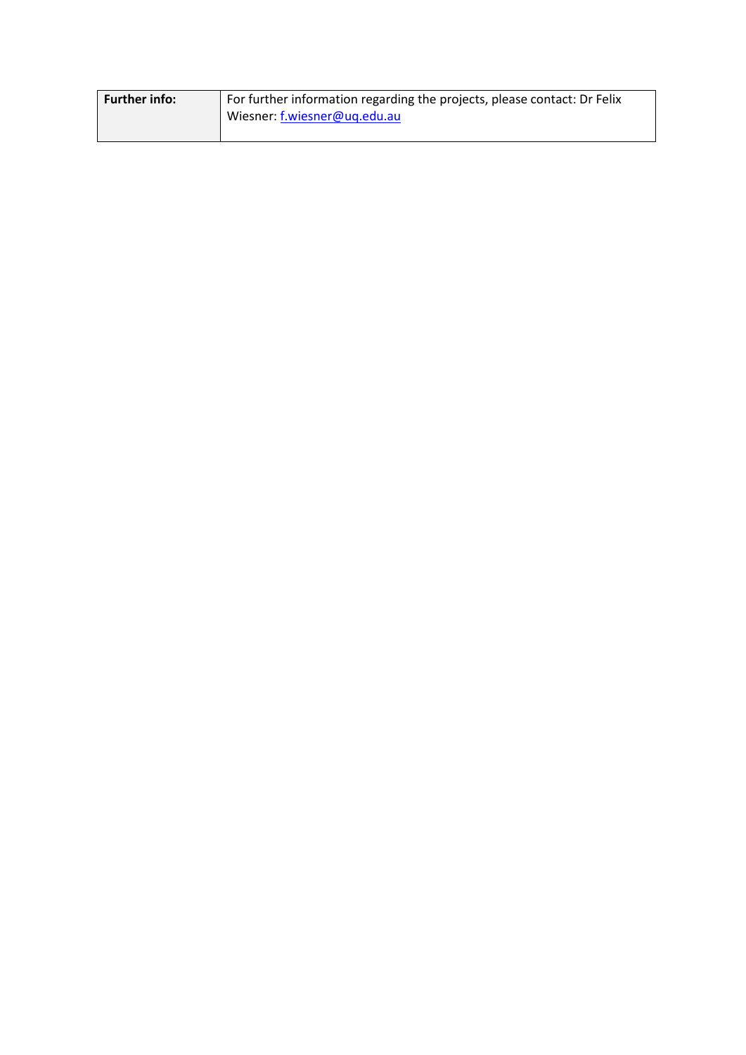| **Further info:** | For further information regarding the projects, please contact: Dr Felix Wiesner: f.wiesner@uq.edu.au |
| --- | --- |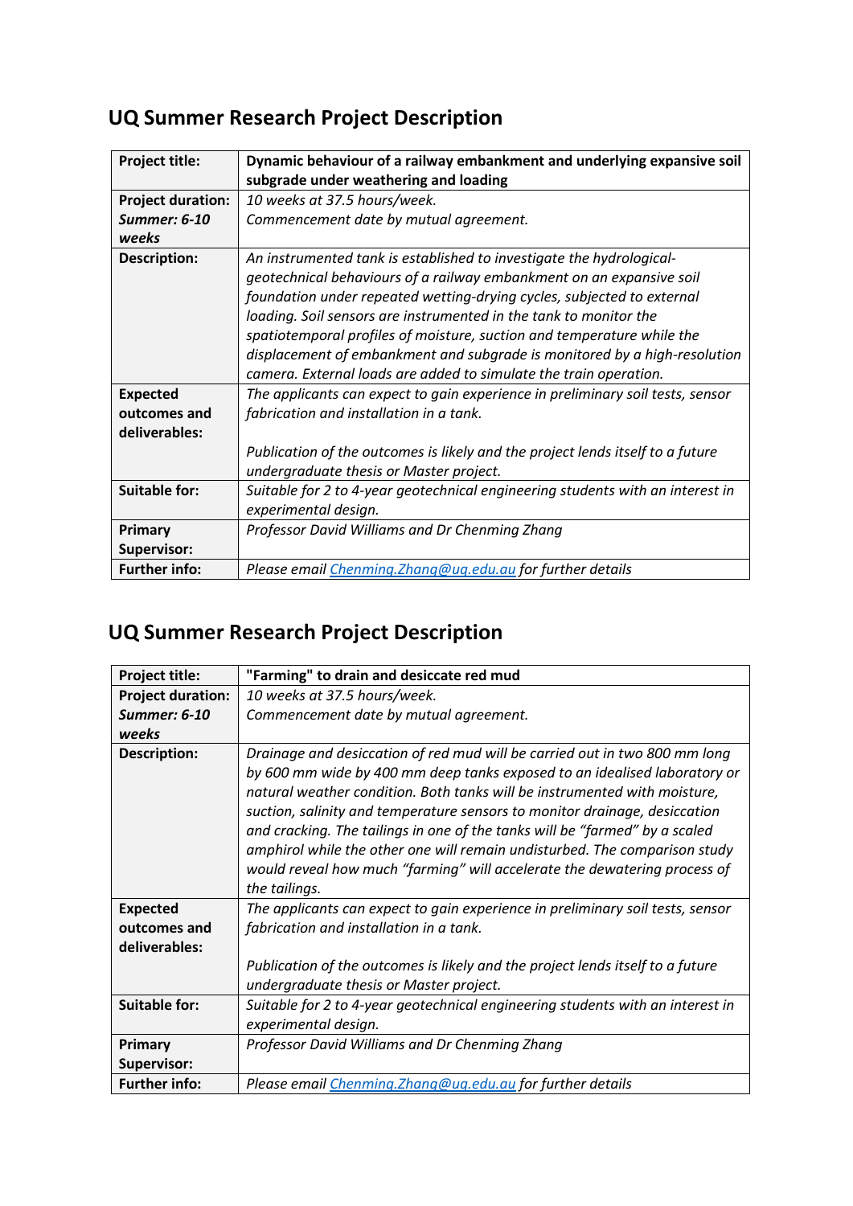## UQ Summer Research Project Description

| | |
|---|---|
| **Project title:** | **Dynamic behaviour of a railway embankment and underlying expansive soil subgrade under weathering and loading** |
| **Project duration:** ***Summer: 6-10 weeks*** | *10 weeks at 37.5 hours/week.* *Commencement date by mutual agreement.* |
| **Description:** | *An instrumented tank is established to investigate the hydrological-geotechnical behaviours of a railway embankment on an expansive soil foundation under repeated wetting-drying cycles, subjected to external loading. Soil sensors are instrumented in the tank to monitor the spatiotemporal profiles of moisture, suction and temperature while the displacement of embankment and subgrade is monitored by a high-resolution camera. External loads are added to simulate the train operation.* |
| **Expected outcomes and deliverables:** | *The applicants can expect to gain experience in preliminary soil tests, sensor fabrication and installation in a tank.* *Publication of the outcomes is likely and the project lends itself to a future undergraduate thesis or Master project.* |
| **Suitable for:** | *Suitable for 2 to 4-year geotechnical engineering students with an interest in experimental design.* |
| **Primary Supervisor:** | *Professor David Williams and Dr Chenming Zhang* |
| **Further info:** | *Please email [Chenming.Zhang@uq.edu.au](mailto:Chenming.Zhang@uq.edu.au) for further details* |

## UQ Summer Research Project Description

| | |
|---|---|
| **Project title:** | **"Farming" to drain and desiccate red mud** |
| **Project duration:** ***Summer: 6-10 weeks*** | *10 weeks at 37.5 hours/week.* *Commencement date by mutual agreement.* |
| **Description:** | *Drainage and desiccation of red mud will be carried out in two 800 mm long by 600 mm wide by 400 mm deep tanks exposed to an idealised laboratory or natural weather condition. Both tanks will be instrumented with moisture, suction, salinity and temperature sensors to monitor drainage, desiccation and cracking. The tailings in one of the tanks will be "farmed" by a scaled amphirol while the other one will remain undisturbed. The comparison study would reveal how much "farming" will accelerate the dewatering process of the tailings.* |
| **Expected outcomes and deliverables:** | *The applicants can expect to gain experience in preliminary soil tests, sensor fabrication and installation in a tank.* *Publication of the outcomes is likely and the project lends itself to a future undergraduate thesis or Master project.* |
| **Suitable for:** | *Suitable for 2 to 4-year geotechnical engineering students with an interest in experimental design.* |
| **Primary Supervisor:** | *Professor David Williams and Dr Chenming Zhang* |
| **Further info:** | *Please email [Chenming.Zhang@uq.edu.au](mailto:Chenming.Zhang@uq.edu.au) for further details* |